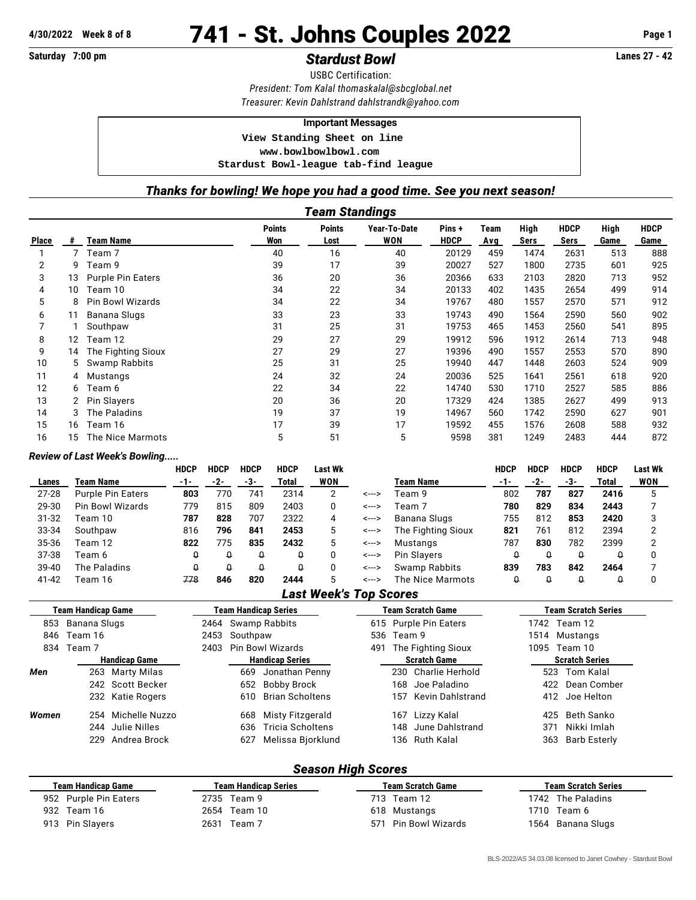4/30/2022 Week 8 of 8

# 741 - St. Johns Couples 2022

Saturday 7:00 pm

## *Stardust Bowl*

Lanes 27 - 42

USBC Certification:

*President: Tom Kalal thomaskalal@sbcglobal.net*

*Treasurer: Kevin Dahlstrand dahlstrandk@yahoo.com*

**Important Messages**

View Standing Sheet on line

www.bowlbowlbowl.com

Stardust Bowl-league tab-find league

### *Thanks for bowling! We hope you had a good time. See you next season!*

### *Team Standings*

| Place | # | Team Name | Points Won | Points Lost | Year-To-Date WON | Pins + HDCP | Team Avg | High Sers | HDCP Sers | High Game | HDCP Game |
|---|---|---|---|---|---|---|---|---|---|---|---|
| 1 | 7 | Team 7 | 40 | 16 | 40 | 20129 | 459 | 1474 | 2631 | 513 | 888 |
| 2 | 9 | Team 9 | 39 | 17 | 39 | 20027 | 527 | 1800 | 2735 | 601 | 925 |
| 3 | 13 | Purple Pin Eaters | 36 | 20 | 36 | 20366 | 633 | 2103 | 2820 | 713 | 952 |
| 4 | 10 | Team 10 | 34 | 22 | 34 | 20133 | 402 | 1435 | 2654 | 499 | 914 |
| 5 | 8 | Pin Bowl Wizards | 34 | 22 | 34 | 19767 | 480 | 1557 | 2570 | 571 | 912 |
| 6 | 11 | Banana Slugs | 33 | 23 | 33 | 19743 | 490 | 1564 | 2590 | 560 | 902 |
| 7 | 1 | Southpaw | 31 | 25 | 31 | 19753 | 465 | 1453 | 2560 | 541 | 895 |
| 8 | 12 | Team 12 | 29 | 27 | 29 | 19912 | 596 | 1912 | 2614 | 713 | 948 |
| 9 | 14 | The Fighting Sioux | 27 | 29 | 27 | 19396 | 490 | 1557 | 2553 | 570 | 890 |
| 10 | 5 | Swamp Rabbits | 25 | 31 | 25 | 19940 | 447 | 1448 | 2603 | 524 | 909 |
| 11 | 4 | Mustangs | 24 | 32 | 24 | 20036 | 525 | 1641 | 2561 | 618 | 920 |
| 12 | 6 | Team 6 | 22 | 34 | 22 | 14740 | 530 | 1710 | 2527 | 585 | 886 |
| 13 | 2 | Pin Slayers | 20 | 36 | 20 | 17329 | 424 | 1385 | 2627 | 499 | 913 |
| 14 | 3 | The Paladins | 19 | 37 | 19 | 14967 | 560 | 1742 | 2590 | 627 | 901 |
| 15 | 16 | Team 16 | 17 | 39 | 17 | 19592 | 455 | 1576 | 2608 | 588 | 932 |
| 16 | 15 | The Nice Marmots | 5 | 51 | 5 | 9598 | 381 | 1249 | 2483 | 444 | 872 |

*Review of Last Week's Bowling.....*

| Lanes | Team Name | HDCP -1- | HDCP -2- | HDCP -3- | HDCP Total | Last Wk WON | | Team Name | HDCP -1- | HDCP -2- | HDCP -3- | HDCP Total | Last Wk WON |
|---|---|---|---|---|---|---|---|---|---|---|---|---|---|
| 27-28 | Purple Pin Eaters | **803** | 770 | 741 | 2314 | 2 | <---> | Team 9 | 802 | **787** | **827** | **2416** | 5 |
| 29-30 | Pin Bowl Wizards | 779 | 815 | 809 | 2403 | 0 | <---> | Team 7 | **780** | **829** | **834** | **2443** | 7 |
| 31-32 | Team 10 | **787** | **828** | 707 | 2322 | 4 | <---> | Banana Slugs | 755 | 812 | **853** | **2420** | 3 |
| 33-34 | Southpaw | 816 | **796** | **841** | **2453** | 5 | <---> | The Fighting Sioux | **821** | 761 | 812 | 2394 | 2 |
| 35-36 | Team 12 | **822** | 775 | **835** | **2432** | 5 | <---> | Mustangs | 787 | **830** | 782 | 2399 | 2 |
| 37-38 | Team 6 | 0 | 0 | 0 | 0 | 0 | <---> | Pin Slayers | 0 | 0 | 0 | 0 | 0 |
| 39-40 | The Paladins | 0 | 0 | 0 | 0 | 0 | <---> | Swamp Rabbits | **839** | **783** | **842** | **2464** | 7 |
| 41-42 | Team 16 | ~~778~~ | **846** | **820** | **2444** | 5 | <---> | The Nice Marmots | 0 | 0 | 0 | 0 | 0 |

### *Last Week's Top Scores*

| Team Handicap Game | Team Handicap Series | Team Scratch Game | Team Scratch Series |
|---|---|---|---|
| 853 Banana Slugs | 2464 Swamp Rabbits | 615 Purple Pin Eaters | 1742 Team 12 |
| 846 Team 16 | 2453 Southpaw | 536 Team 9 | 1514 Mustangs |
| 834 Team 7 | 2403 Pin Bowl Wizards | 491 The Fighting Sioux | 1095 Team 10 |

| | Handicap Game | Handicap Series | Scratch Game | Scratch Series |
|---|---|---|---|---|
| *Men* | 263 Marty Milas | 669 Jonathan Penny | 230 Charlie Herhold | 523 Tom Kalal |
| | 242 Scott Becker | 652 Bobby Brock | 168 Joe Paladino | 422 Dean Comber |
| | 232 Katie Rogers | 610 Brian Scholtens | 157 Kevin Dahlstrand | 412 Joe Helton |
| *Women* | 254 Michelle Nuzzo | 668 Misty Fitzgerald | 167 Lizzy Kalal | 425 Beth Sanko |
| | 244 Julie Nilles | 636 Tricia Scholtens | 148 June Dahlstrand | 371 Nikki Imlah |
| | 229 Andrea Brock | 627 Melissa Bjorklund | 136 Ruth Kalal | 363 Barb Esterly |

### *Season High Scores*

| Team Handicap Game | Team Handicap Series | Team Scratch Game | Team Scratch Series |
|---|---|---|---|
| 952 Purple Pin Eaters | 2735 Team 9 | 713 Team 12 | 1742 The Paladins |
| 932 Team 16 | 2654 Team 10 | 618 Mustangs | 1710 Team 6 |
| 913 Pin Slayers | 2631 Team 7 | 571 Pin Bowl Wizards | 1564 Banana Slugs |

BLS-2022/AS 34.03.08 licensed to Janet Cowhey - Stardust Bowl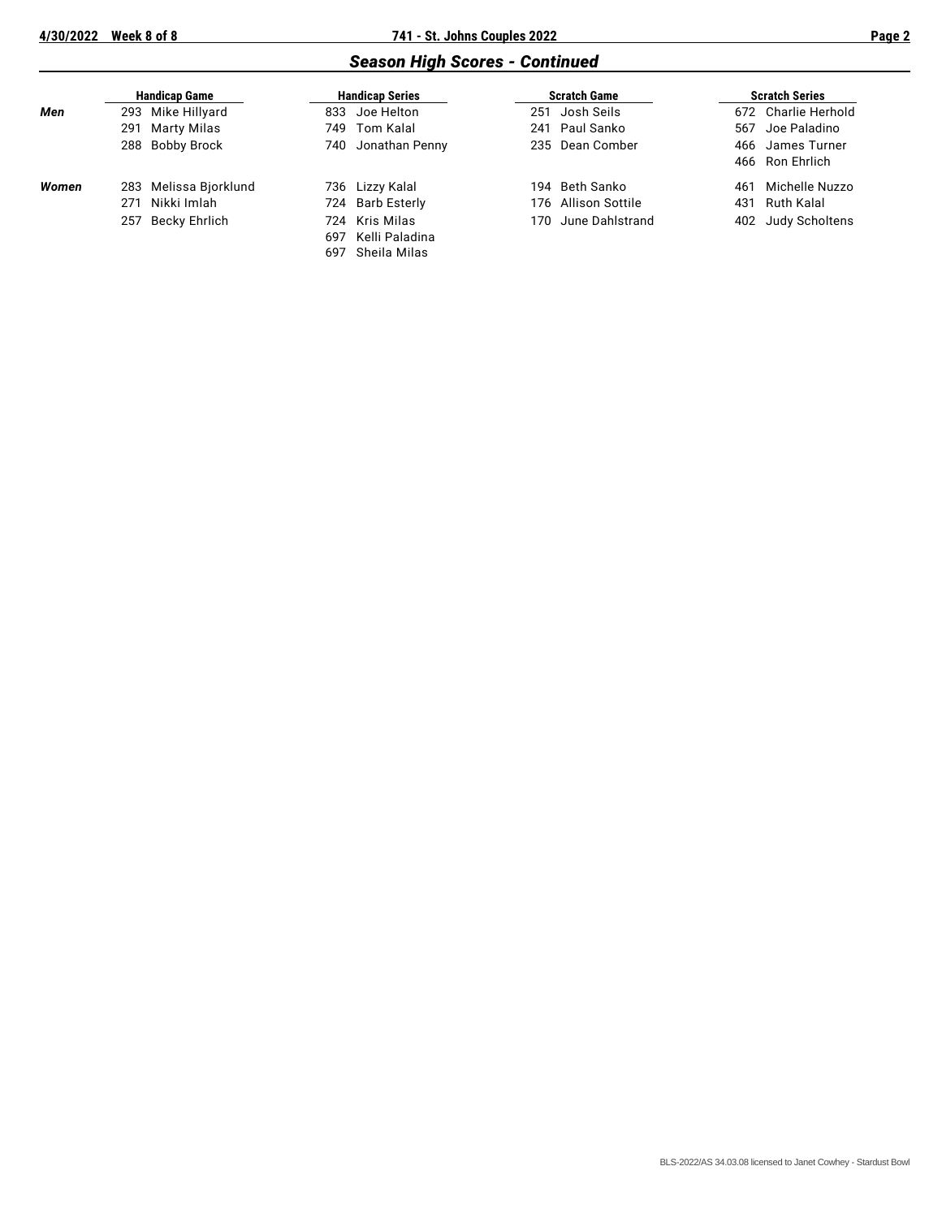## Season High Scores - Continued

| | Handicap Game | Handicap Series | Scratch Game | Scratch Series |
|---|---|---|---|---|
| ***Men*** | 293 Mike Hillyard | 833 Joe Helton | 251 Josh Seils | 672 Charlie Herhold |
| | 291 Marty Milas | 749 Tom Kalal | 241 Paul Sanko | 567 Joe Paladino |
| | 288 Bobby Brock | 740 Jonathan Penny | 235 Dean Comber | 466 James Turner |
| | | | | 466 Ron Ehrlich |
| ***Women*** | 283 Melissa Bjorklund | 736 Lizzy Kalal | 194 Beth Sanko | 461 Michelle Nuzzo |
| | 271 Nikki Imlah | 724 Barb Esterly | 176 Allison Sottile | 431 Ruth Kalal |
| | 257 Becky Ehrlich | 724 Kris Milas | 170 June Dahlstrand | 402 Judy Scholtens |
| | | 697 Kelli Paladina | | |
| | | 697 Sheila Milas | | |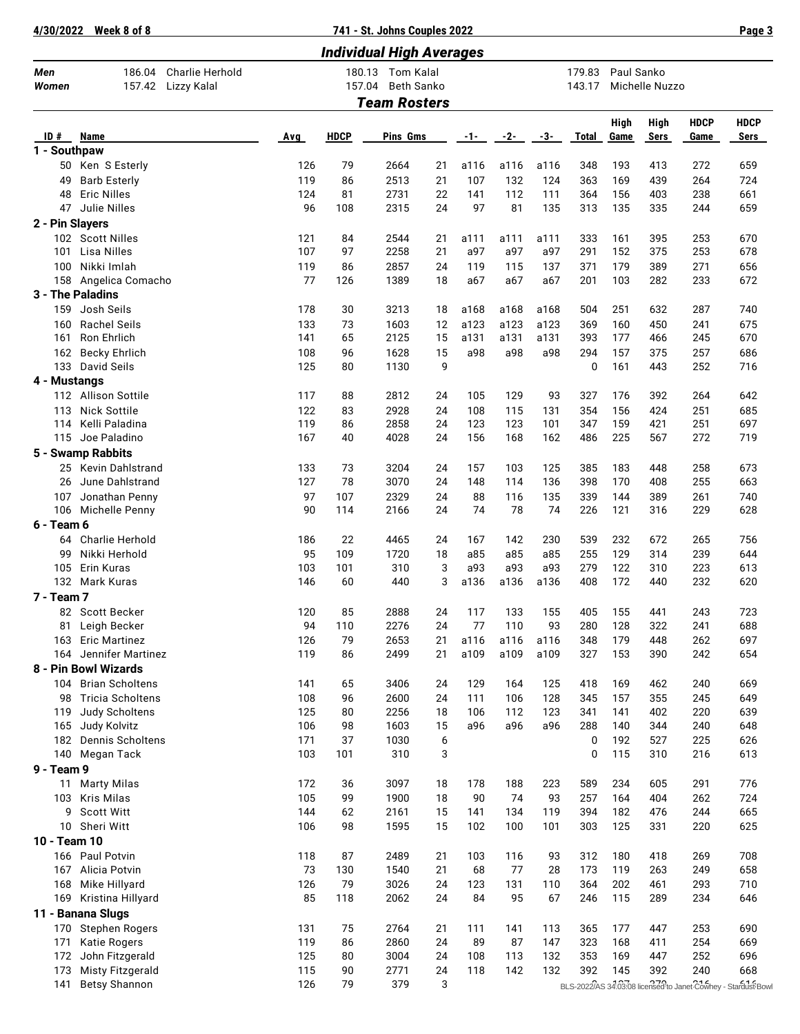## Individual High Averages

| | | | | | | |
|---|---|---|---|---|---|---|
| **Men** | 186.04 | Charlie Herhold | 180.13 | Tom Kalal | 179.83 | Paul Sanko |
| **Women** | 157.42 | Lizzy Kalal | 157.04 | Beth Sanko | 143.17 | Michelle Nuzzo |

## Team Rosters

| ID # | Name | Avg | HDCP | Pins | Gms | -1- | -2- | -3- | Total | High Game | High Sers | HDCP Game | HDCP Sers |
|---|---|---|---|---|---|---|---|---|---|---|---|---|---|
| **1 - Southpaw** | | | | | | | | | | | | | |
| 50 | Ken S Esterly | 126 | 79 | 2664 | 21 | a116 | a116 | a116 | 348 | 193 | 413 | 272 | 659 |
| 49 | Barb Esterly | 119 | 86 | 2513 | 21 | 107 | 132 | 124 | 363 | 169 | 439 | 264 | 724 |
| 48 | Eric Nilles | 124 | 81 | 2731 | 22 | 141 | 112 | 111 | 364 | 156 | 403 | 238 | 661 |
| 47 | Julie Nilles | 96 | 108 | 2315 | 24 | 97 | 81 | 135 | 313 | 135 | 335 | 244 | 659 |
| **2 - Pin Slayers** | | | | | | | | | | | | | |
| 102 | Scott Nilles | 121 | 84 | 2544 | 21 | a111 | a111 | a111 | 333 | 161 | 395 | 253 | 670 |
| 101 | Lisa Nilles | 107 | 97 | 2258 | 21 | a97 | a97 | a97 | 291 | 152 | 375 | 253 | 678 |
| 100 | Nikki Imlah | 119 | 86 | 2857 | 24 | 119 | 115 | 137 | 371 | 179 | 389 | 271 | 656 |
| 158 | Angelica Comacho | 77 | 126 | 1389 | 18 | a67 | a67 | a67 | 201 | 103 | 282 | 233 | 672 |
| **3 - The Paladins** | | | | | | | | | | | | | |
| 159 | Josh Seils | 178 | 30 | 3213 | 18 | a168 | a168 | a168 | 504 | 251 | 632 | 287 | 740 |
| 160 | Rachel Seils | 133 | 73 | 1603 | 12 | a123 | a123 | a123 | 369 | 160 | 450 | 241 | 675 |
| 161 | Ron Ehrlich | 141 | 65 | 2125 | 15 | a131 | a131 | a131 | 393 | 177 | 466 | 245 | 670 |
| 162 | Becky Ehrlich | 108 | 96 | 1628 | 15 | a98 | a98 | a98 | 294 | 157 | 375 | 257 | 686 |
| 133 | David Seils | 125 | 80 | 1130 | 9 | | | | 0 | 161 | 443 | 252 | 716 |
| **4 - Mustangs** | | | | | | | | | | | | | |
| 112 | Allison Sottile | 117 | 88 | 2812 | 24 | 105 | 129 | 93 | 327 | 176 | 392 | 264 | 642 |
| 113 | Nick Sottile | 122 | 83 | 2928 | 24 | 108 | 115 | 131 | 354 | 156 | 424 | 251 | 685 |
| 114 | Kelli Paladina | 119 | 86 | 2858 | 24 | 123 | 123 | 101 | 347 | 159 | 421 | 251 | 697 |
| 115 | Joe Paladino | 167 | 40 | 4028 | 24 | 156 | 168 | 162 | 486 | 225 | 567 | 272 | 719 |
| **5 - Swamp Rabbits** | | | | | | | | | | | | | |
| 25 | Kevin Dahlstrand | 133 | 73 | 3204 | 24 | 157 | 103 | 125 | 385 | 183 | 448 | 258 | 673 |
| 26 | June Dahlstrand | 127 | 78 | 3070 | 24 | 148 | 114 | 136 | 398 | 170 | 408 | 255 | 663 |
| 107 | Jonathan Penny | 97 | 107 | 2329 | 24 | 88 | 116 | 135 | 339 | 144 | 389 | 261 | 740 |
| 106 | Michelle Penny | 90 | 114 | 2166 | 24 | 74 | 78 | 74 | 226 | 121 | 316 | 229 | 628 |
| **6 - Team 6** | | | | | | | | | | | | | |
| 64 | Charlie Herhold | 186 | 22 | 4465 | 24 | 167 | 142 | 230 | 539 | 232 | 672 | 265 | 756 |
| 99 | Nikki Herhold | 95 | 109 | 1720 | 18 | a85 | a85 | a85 | 255 | 129 | 314 | 239 | 644 |
| 105 | Erin Kuras | 103 | 101 | 310 | 3 | a93 | a93 | a93 | 279 | 122 | 310 | 223 | 613 |
| 132 | Mark Kuras | 146 | 60 | 440 | 3 | a136 | a136 | a136 | 408 | 172 | 440 | 232 | 620 |
| **7 - Team 7** | | | | | | | | | | | | | |
| 82 | Scott Becker | 120 | 85 | 2888 | 24 | 117 | 133 | 155 | 405 | 155 | 441 | 243 | 723 |
| 81 | Leigh Becker | 94 | 110 | 2276 | 24 | 77 | 110 | 93 | 280 | 128 | 322 | 241 | 688 |
| 163 | Eric Martinez | 126 | 79 | 2653 | 21 | a116 | a116 | a116 | 348 | 179 | 448 | 262 | 697 |
| 164 | Jennifer Martinez | 119 | 86 | 2499 | 21 | a109 | a109 | a109 | 327 | 153 | 390 | 242 | 654 |
| **8 - Pin Bowl Wizards** | | | | | | | | | | | | | |
| 104 | Brian Scholtens | 141 | 65 | 3406 | 24 | 129 | 164 | 125 | 418 | 169 | 462 | 240 | 669 |
| 98 | Tricia Scholtens | 108 | 96 | 2600 | 24 | 111 | 106 | 128 | 345 | 157 | 355 | 245 | 649 |
| 119 | Judy Scholtens | 125 | 80 | 2256 | 18 | 106 | 112 | 123 | 341 | 141 | 402 | 220 | 639 |
| 165 | Judy Kolvitz | 106 | 98 | 1603 | 15 | a96 | a96 | a96 | 288 | 140 | 344 | 240 | 648 |
| 182 | Dennis Scholtens | 171 | 37 | 1030 | 6 | | | | 0 | 192 | 527 | 225 | 626 |
| 140 | Megan Tack | 103 | 101 | 310 | 3 | | | | 0 | 115 | 310 | 216 | 613 |
| **9 - Team 9** | | | | | | | | | | | | | |
| 11 | Marty Milas | 172 | 36 | 3097 | 18 | 178 | 188 | 223 | 589 | 234 | 605 | 291 | 776 |
| 103 | Kris Milas | 105 | 99 | 1900 | 18 | 90 | 74 | 93 | 257 | 164 | 404 | 262 | 724 |
| 9 | Scott Witt | 144 | 62 | 2161 | 15 | 141 | 134 | 119 | 394 | 182 | 476 | 244 | 665 |
| 10 | Sheri Witt | 106 | 98 | 1595 | 15 | 102 | 100 | 101 | 303 | 125 | 331 | 220 | 625 |
| **10 - Team 10** | | | | | | | | | | | | | |
| 166 | Paul Potvin | 118 | 87 | 2489 | 21 | 103 | 116 | 93 | 312 | 180 | 418 | 269 | 708 |
| 167 | Alicia Potvin | 73 | 130 | 1540 | 21 | 68 | 77 | 28 | 173 | 119 | 263 | 249 | 658 |
| 168 | Mike Hillyard | 126 | 79 | 3026 | 24 | 123 | 131 | 110 | 364 | 202 | 461 | 293 | 710 |
| 169 | Kristina Hillyard | 85 | 118 | 2062 | 24 | 84 | 95 | 67 | 246 | 115 | 289 | 234 | 646 |
| **11 - Banana Slugs** | | | | | | | | | | | | | |
| 170 | Stephen Rogers | 131 | 75 | 2764 | 21 | 111 | 141 | 113 | 365 | 177 | 447 | 253 | 690 |
| 171 | Katie Rogers | 119 | 86 | 2860 | 24 | 89 | 87 | 147 | 323 | 168 | 411 | 254 | 669 |
| 172 | John Fitzgerald | 125 | 80 | 3004 | 24 | 108 | 113 | 132 | 353 | 169 | 447 | 252 | 696 |
| 173 | Misty Fitzgerald | 115 | 90 | 2771 | 24 | 118 | 142 | 132 | 392 | 145 | 392 | 240 | 668 |
| 141 | Betsy Shannon | 126 | 79 | 379 | 3 | | | | | | | | |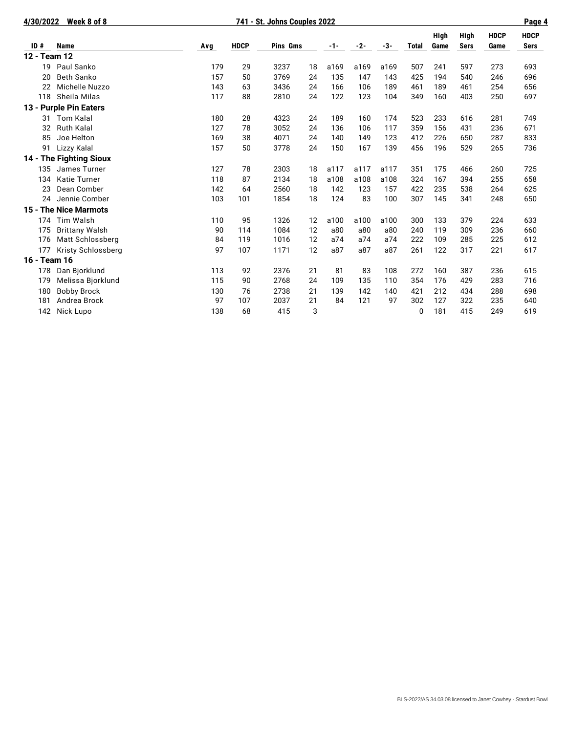| ID # | Name | Avg | HDCP | Pins | Gms | -1- | -2- | -3- | Total | High Game | High Sers | HDCP Game | HDCP Sers |
|---|---|---|---|---|---|---|---|---|---|---|---|---|---|
| **12 - Team 12** | | | | | | | | | | | | | |
| 19 | Paul Sanko | 179 | 29 | 3237 | 18 | a169 | a169 | a169 | 507 | 241 | 597 | 273 | 693 |
| 20 | Beth Sanko | 157 | 50 | 3769 | 24 | 135 | 147 | 143 | 425 | 194 | 540 | 246 | 696 |
| 22 | Michelle Nuzzo | 143 | 63 | 3436 | 24 | 166 | 106 | 189 | 461 | 189 | 461 | 254 | 656 |
| 118 | Sheila Milas | 117 | 88 | 2810 | 24 | 122 | 123 | 104 | 349 | 160 | 403 | 250 | 697 |
| **13 - Purple Pin Eaters** | | | | | | | | | | | | | |
| 31 | Tom Kalal | 180 | 28 | 4323 | 24 | 189 | 160 | 174 | 523 | 233 | 616 | 281 | 749 |
| 32 | Ruth Kalal | 127 | 78 | 3052 | 24 | 136 | 106 | 117 | 359 | 156 | 431 | 236 | 671 |
| 85 | Joe Helton | 169 | 38 | 4071 | 24 | 140 | 149 | 123 | 412 | 226 | 650 | 287 | 833 |
| 91 | Lizzy Kalal | 157 | 50 | 3778 | 24 | 150 | 167 | 139 | 456 | 196 | 529 | 265 | 736 |
| **14 - The Fighting Sioux** | | | | | | | | | | | | | |
| 135 | James Turner | 127 | 78 | 2303 | 18 | a117 | a117 | a117 | 351 | 175 | 466 | 260 | 725 |
| 134 | Katie Turner | 118 | 87 | 2134 | 18 | a108 | a108 | a108 | 324 | 167 | 394 | 255 | 658 |
| 23 | Dean Comber | 142 | 64 | 2560 | 18 | 142 | 123 | 157 | 422 | 235 | 538 | 264 | 625 |
| 24 | Jennie Comber | 103 | 101 | 1854 | 18 | 124 | 83 | 100 | 307 | 145 | 341 | 248 | 650 |
| **15 - The Nice Marmots** | | | | | | | | | | | | | |
| 174 | Tim Walsh | 110 | 95 | 1326 | 12 | a100 | a100 | a100 | 300 | 133 | 379 | 224 | 633 |
| 175 | Brittany Walsh | 90 | 114 | 1084 | 12 | a80 | a80 | a80 | 240 | 119 | 309 | 236 | 660 |
| 176 | Matt Schlossberg | 84 | 119 | 1016 | 12 | a74 | a74 | a74 | 222 | 109 | 285 | 225 | 612 |
| 177 | Kristy Schlossberg | 97 | 107 | 1171 | 12 | a87 | a87 | a87 | 261 | 122 | 317 | 221 | 617 |
| **16 - Team 16** | | | | | | | | | | | | | |
| 178 | Dan Bjorklund | 113 | 92 | 2376 | 21 | 81 | 83 | 108 | 272 | 160 | 387 | 236 | 615 |
| 179 | Melissa Bjorklund | 115 | 90 | 2768 | 24 | 109 | 135 | 110 | 354 | 176 | 429 | 283 | 716 |
| 180 | Bobby Brock | 130 | 76 | 2738 | 21 | 139 | 142 | 140 | 421 | 212 | 434 | 288 | 698 |
| 181 | Andrea Brock | 97 | 107 | 2037 | 21 | 84 | 121 | 97 | 302 | 127 | 322 | 235 | 640 |
| 142 | Nick Lupo | 138 | 68 | 415 | 3 | | | | 0 | 181 | 415 | 249 | 619 |